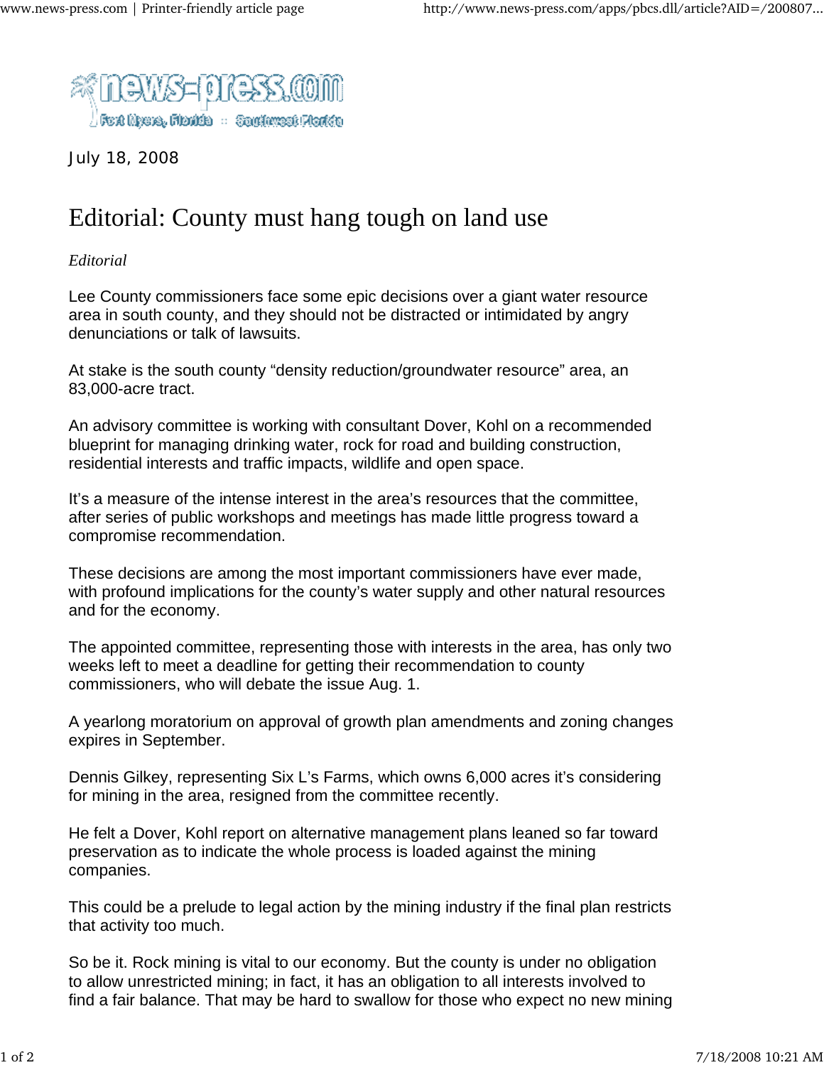July 18, 2008

# Editorial: County must hang tough on land use

*Editorial*

Lee County commissioners face some epic decisions over a giant water resource area in south county, and they should not be distracted or intimidated by angry denunciations or talk of lawsuits.

At stake is the south county “density reduction/groundwater resource” area, an 83,000-acre tract.

An advisory committee is working with consultant Dover, Kohl on a recommended blueprint for managing drinking water, rock for road and building construction, residential interests and traffic impacts, wildlife and open space.

It’s a measure of the intense interest in the area’s resources that the committee, after series of public workshops and meetings has made little progress toward a compromise recommendation.

These decisions are among the most important commissioners have ever made, with profound implications for the county’s water supply and other natural resources and for the economy.

The appointed committee, representing those with interests in the area, has only two weeks left to meet a deadline for getting their recommendation to county commissioners, who will debate the issue Aug. 1.

A yearlong moratorium on approval of growth plan amendments and zoning changes expires in September.

Dennis Gilkey, representing Six L’s Farms, which owns 6,000 acres it’s considering for mining in the area, resigned from the committee recently.

He felt a Dover, Kohl report on alternative management plans leaned so far toward preservation as to indicate the whole process is loaded against the mining companies.

This could be a prelude to legal action by the mining industry if the final plan restricts that activity too much.

So be it. Rock mining is vital to our economy. But the county is under no obligation to allow unrestricted mining; in fact, it has an obligation to all interests involved to find a fair balance. That may be hard to swallow for those who expect no new mining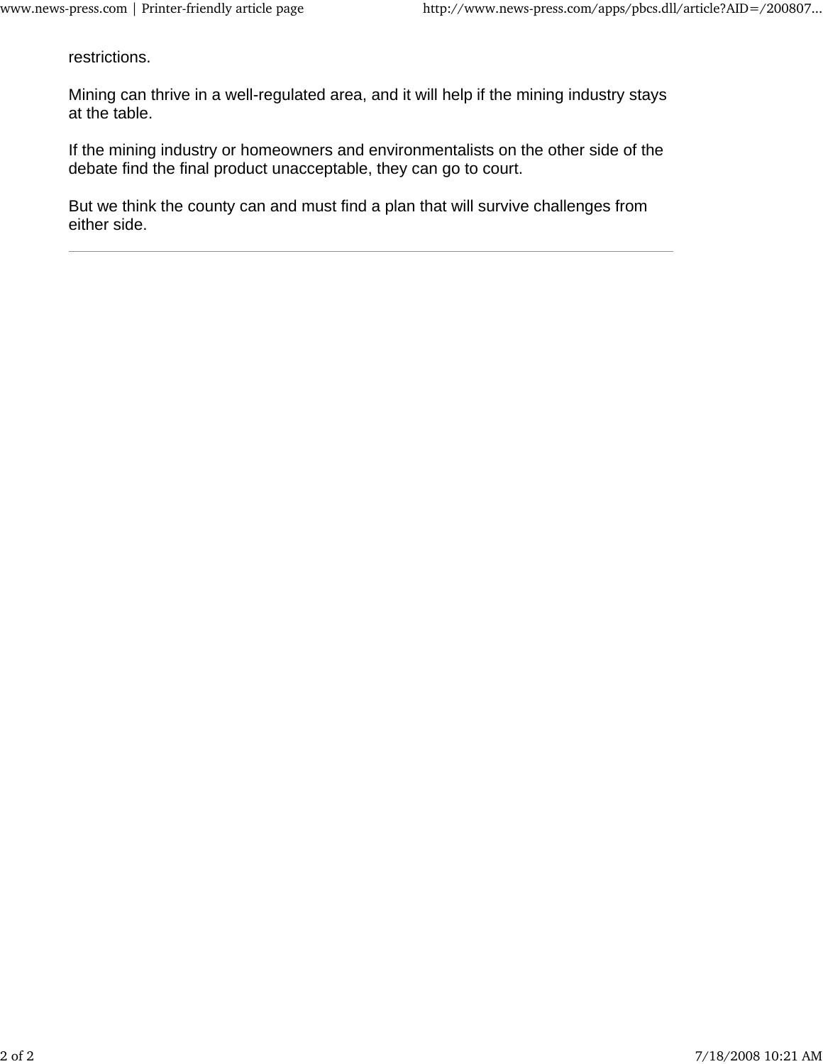restrictions.

Mining can thrive in a well-regulated area, and it will help if the mining industry stays at the table.

If the mining industry or homeowners and environmentalists on the other side of the debate find the final product unacceptable, they can go to court.

But we think the county can and must find a plan that will survive challenges from either side.

---